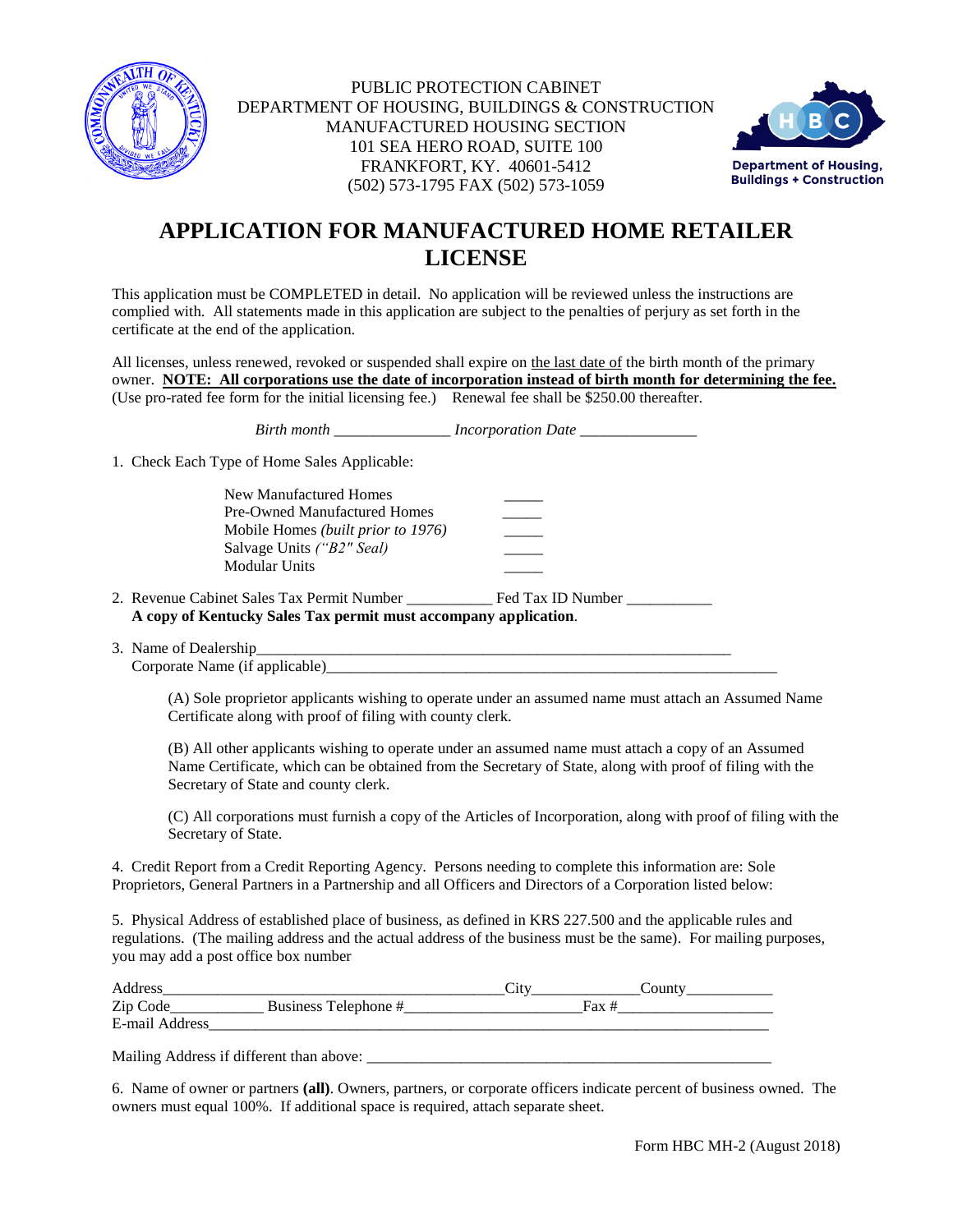PUBLIC PROTECTION CABINET
DEPARTMENT OF HOUSING, BUILDINGS & CONSTRUCTION
MANUFACTURED HOUSING SECTION
101 SEA HERO ROAD, SUITE 100
FRANKFORT, KY. 40601-5412
(502) 573-1795 FAX (502) 573-1059

Department of Housing, Buildings + Construction

# APPLICATION FOR MANUFACTURED HOME RETAILER LICENSE

This application must be COMPLETED in detail. No application will be reviewed unless the instructions are complied with. All statements made in this application are subject to the penalties of perjury as set forth in the certificate at the end of the application.

All licenses, unless renewed, revoked or suspended shall expire on the last date of the birth month of the primary owner. **NOTE: All corporations use the date of incorporation instead of birth month for determining the fee.** (Use pro-rated fee form for the initial licensing fee.) Renewal fee shall be $250.00 thereafter.

*Birth month* _______________ *Incorporation Date* _______________

1. Check Each Type of Home Sales Applicable:

   New Manufactured Homes _____
   Pre-Owned Manufactured Homes _____
   Mobile Homes *(built prior to 1976)* _____
   Salvage Units *("B2" Seal)* _____
   Modular Units _____

2. Revenue Cabinet Sales Tax Permit Number ___________ Fed Tax ID Number ___________
   **A copy of Kentucky Sales Tax permit must accompany application**.

3. Name of Dealership_______________________________________________________________
   Corporate Name (if applicable)_______________________________________________________

   (A) Sole proprietor applicants wishing to operate under an assumed name must attach an Assumed Name Certificate along with proof of filing with county clerk.

   (B) All other applicants wishing to operate under an assumed name must attach a copy of an Assumed Name Certificate, which can be obtained from the Secretary of State, along with proof of filing with the Secretary of State and county clerk.

   (C) All corporations must furnish a copy of the Articles of Incorporation, along with proof of filing with the Secretary of State.

4. Credit Report from a Credit Reporting Agency. Persons needing to complete this information are: Sole Proprietors, General Partners in a Partnership and all Officers and Directors of a Corporation listed below:

5. Physical Address of established place of business, as defined in KRS 227.500 and the applicable rules and regulations. (The mailing address and the actual address of the business must be the same). For mailing purposes, you may add a post office box number

Address____________________________________________City_____________County___________
Zip Code____________ Business Telephone #______________________Fax #____________________
E-mail Address___________________________________________________________________________

Mailing Address if different than above: ______________________________________________________

6. Name of owner or partners **(all)**. Owners, partners, or corporate officers indicate percent of business owned. The owners must equal 100%. If additional space is required, attach separate sheet.

Form HBC MH-2 (August 2018)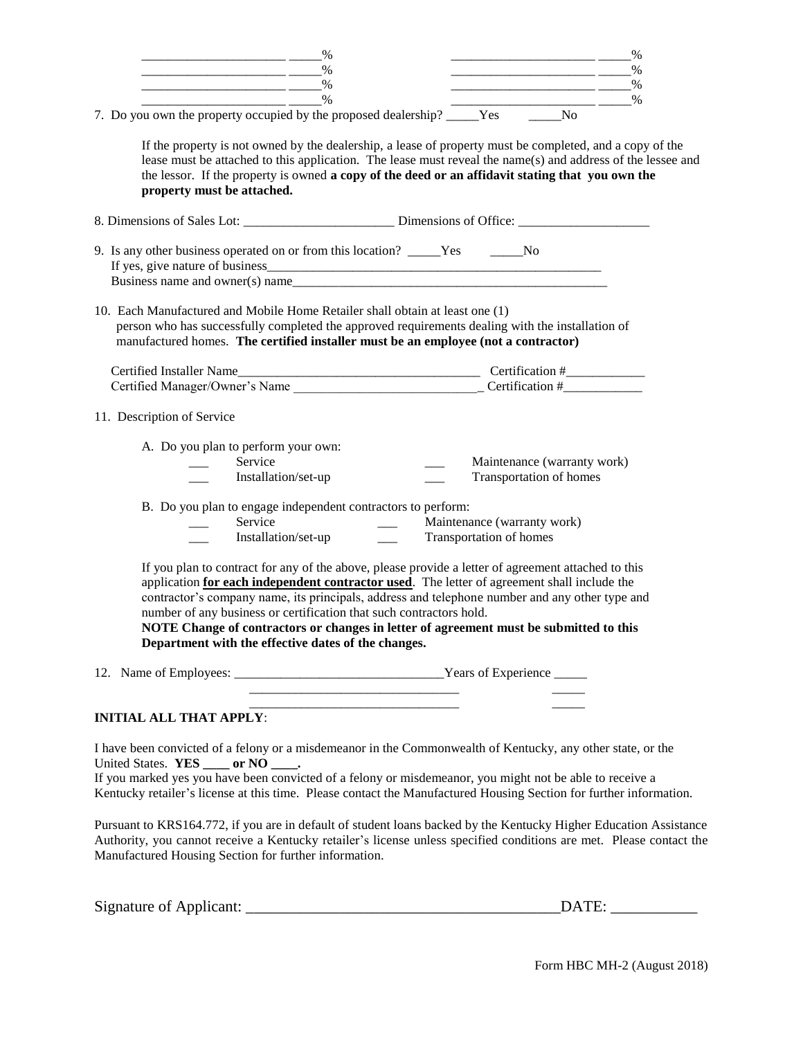_____________________ _____%                    _____________________ _____%
_____________________ _____%                    _____________________ _____%
_____________________ _____%                    _____________________ _____%
_____________________ _____%                    _____________________ _____%

7. Do you own the property occupied by the proposed dealership? _____Yes _____No

   If the property is not owned by the dealership, a lease of property must be completed, and a copy of the lease must be attached to this application. The lease must reveal the name(s) and address of the lessee and the lessor. If the property is owned **a copy of the deed or an affidavit stating that you own the property must be attached.**

8. Dimensions of Sales Lot: ______________________ Dimensions of Office: ____________________

9. Is any other business operated on or from this location? _____Yes _____No
   If yes, give nature of business___________________________________________________
   Business name and owner(s) name_________________________________________________

10. Each Manufactured and Mobile Home Retailer shall obtain at least one (1) person who has successfully completed the approved requirements dealing with the installation of manufactured homes. **The certified installer must be an employee (not a contractor)**

    Certified Installer Name_____________________________________ Certification #____________
    Certified Manager/Owner's Name ____________________________ Certification #____________

11. Description of Service

    A. Do you plan to perform your own:
       ___ Service                    ___ Maintenance (warranty work)
       ___ Installation/set-up        ___ Transportation of homes

    B. Do you plan to engage independent contractors to perform:
       ___ Service                    ___ Maintenance (warranty work)
       ___ Installation/set-up        ___ Transportation of homes

    If you plan to contract for any of the above, please provide a letter of agreement attached to this application **for each independent contractor used**. The letter of agreement shall include the contractor's company name, its principals, address and telephone number and any other type and number of any business or certification that such contractors hold.
    **NOTE Change of contractors or changes in letter of agreement must be submitted to this Department with the effective dates of the changes.**

12. Name of Employees: _______________________________Years of Experience _____
    _______________________________ _____
    _______________________________ _____

**INITIAL ALL THAT APPLY**:

I have been convicted of a felony or a misdemeanor in the Commonwealth of Kentucky, any other state, or the United States. **YES ____ or NO ____.**
If you marked yes you have been convicted of a felony or misdemeanor, you might not be able to receive a Kentucky retailer's license at this time. Please contact the Manufactured Housing Section for further information.

Pursuant to KRS164.772, if you are in default of student loans backed by the Kentucky Higher Education Assistance Authority, you cannot receive a Kentucky retailer's license unless specified conditions are met. Please contact the Manufactured Housing Section for further information.

Signature of Applicant: _________________________________________DATE: ___________

Form HBC MH-2 (August 2018)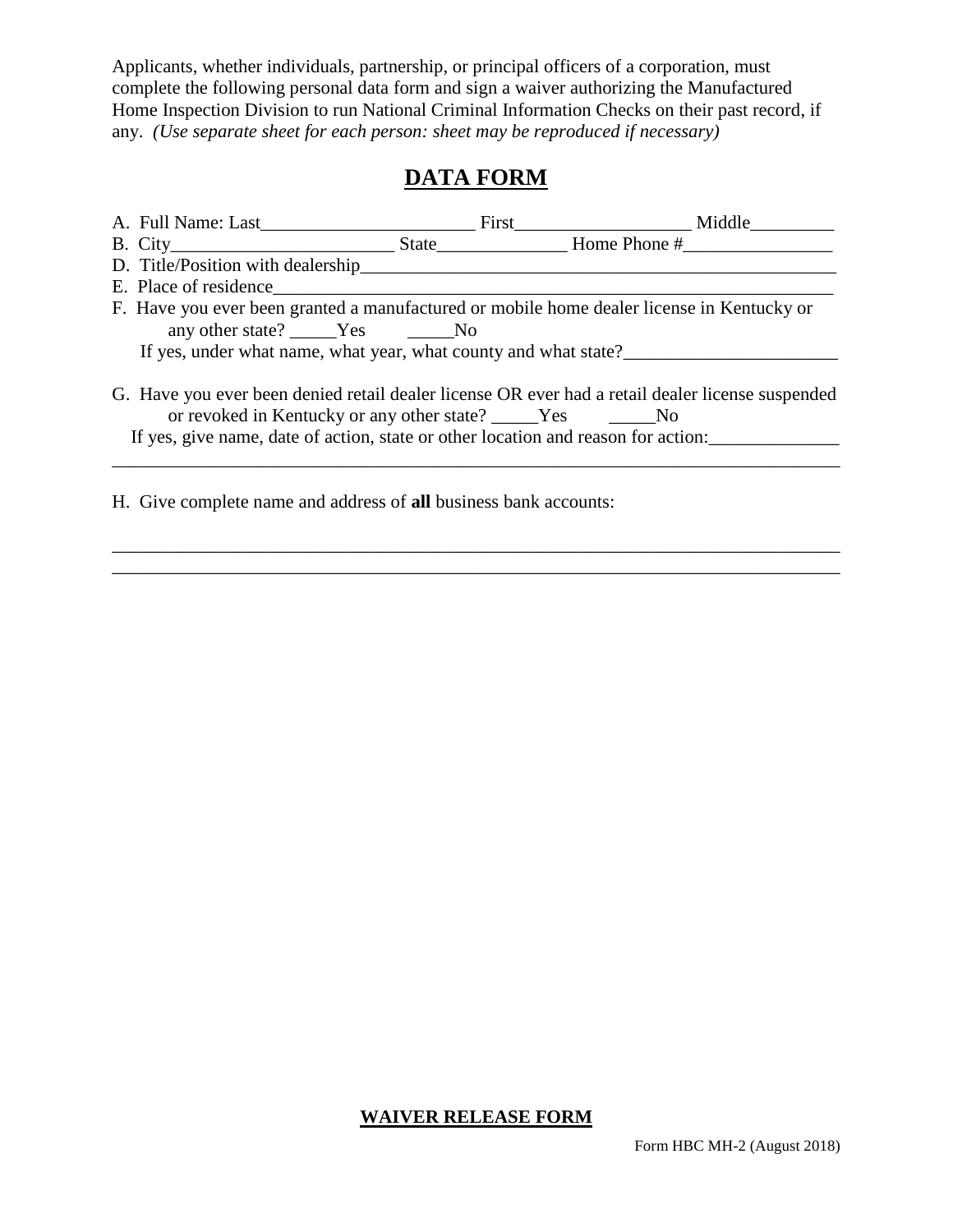Applicants, whether individuals, partnership, or principal officers of a corporation, must complete the following personal data form and sign a waiver authorizing the Manufactured Home Inspection Division to run National Criminal Information Checks on their past record, if any. *(Use separate sheet for each person: sheet may be reproduced if necessary)*

# DATA FORM

A. Full Name: Last_______________________ First___________________ Middle_________

B. City________________________ State______________ Home Phone #________________

D. Title/Position with dealership____________________________________________________

E. Place of residence_____________________________________________________________

F. Have you ever been granted a manufactured or mobile home dealer license in Kentucky or any other state? _____Yes _____No

If yes, under what name, what year, what county and what state?_______________________

G. Have you ever been denied retail dealer license OR ever had a retail dealer license suspended or revoked in Kentucky or any other state? _____Yes _____No

If yes, give name, date of action, state or other location and reason for action:______________

_______________________________________________________________________________

H. Give complete name and address of **all** business bank accounts:

_______________________________________________________________________________

_______________________________________________________________________________

## WAIVER RELEASE FORM

Form HBC MH-2 (August 2018)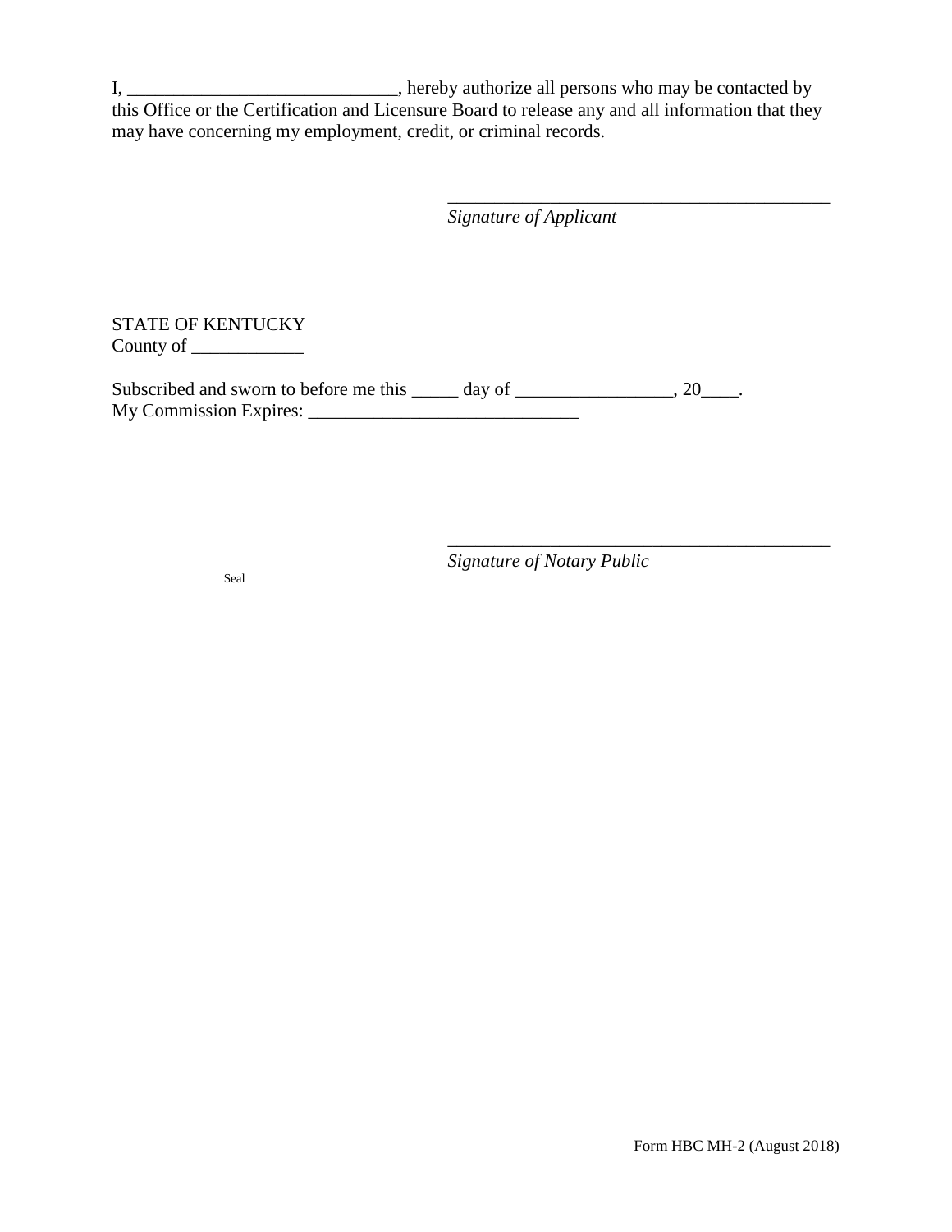I, _____________________________, hereby authorize all persons who may be contacted by this Office or the Certification and Licensure Board to release any and all information that they may have concerning my employment, credit, or criminal records.

__________________________________________
*Signature of Applicant*

STATE OF KENTUCKY
County of ____________

Subscribed and sworn to before me this _____ day of _________________, 20____.
My Commission Expires: _____________________________

__________________________________________
*Signature of Notary Public*

Seal

Form HBC MH-2 (August 2018)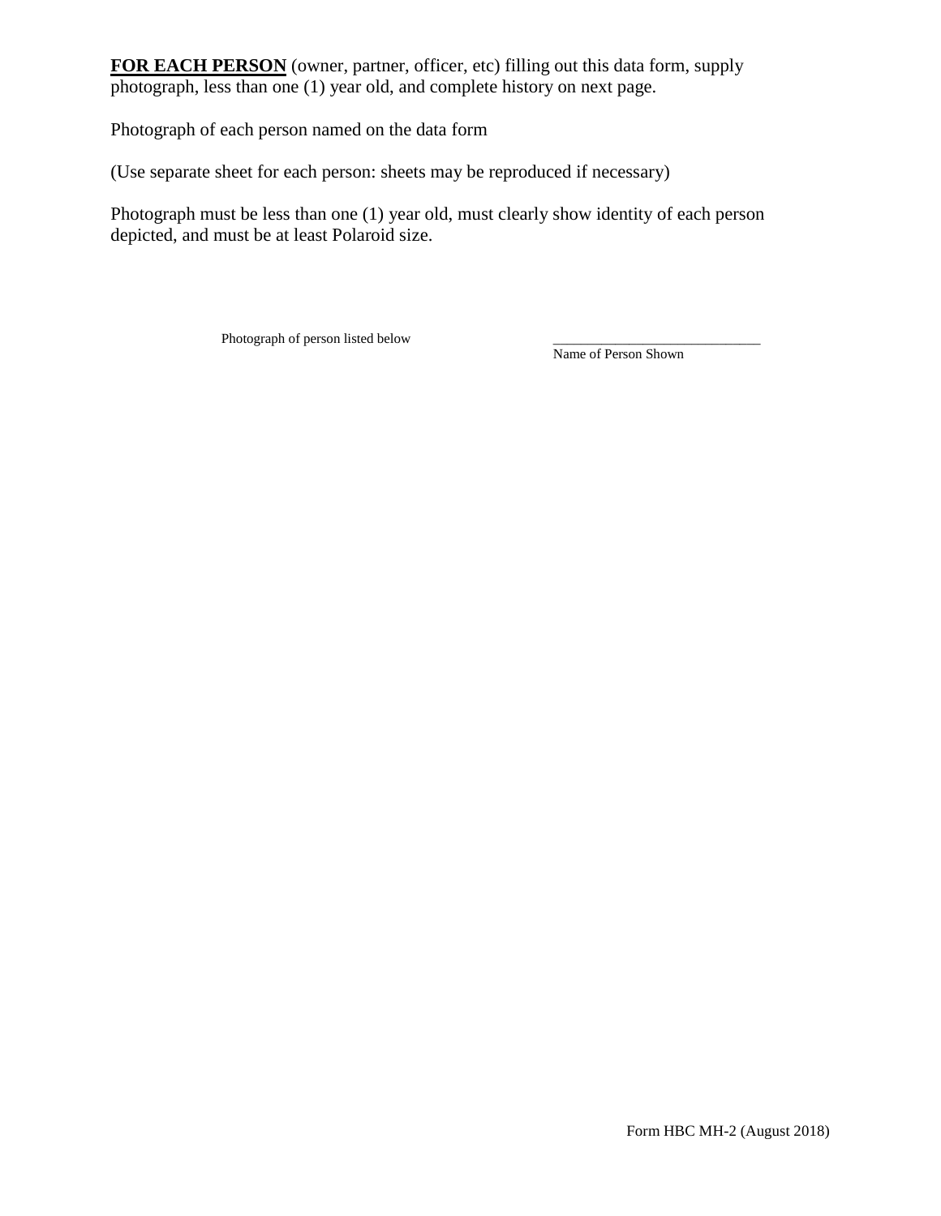**<u>FOR EACH PERSON</u>** (owner, partner, officer, etc) filling out this data form, supply photograph, less than one (1) year old, and complete history on next page.

Photograph of each person named on the data form

(Use separate sheet for each person: sheets may be reproduced if necessary)

Photograph must be less than one (1) year old, must clearly show identity of each person depicted, and must be at least Polaroid size.

Photograph of person listed below

_____________________________
Name of Person Shown

Form HBC MH-2 (August 2018)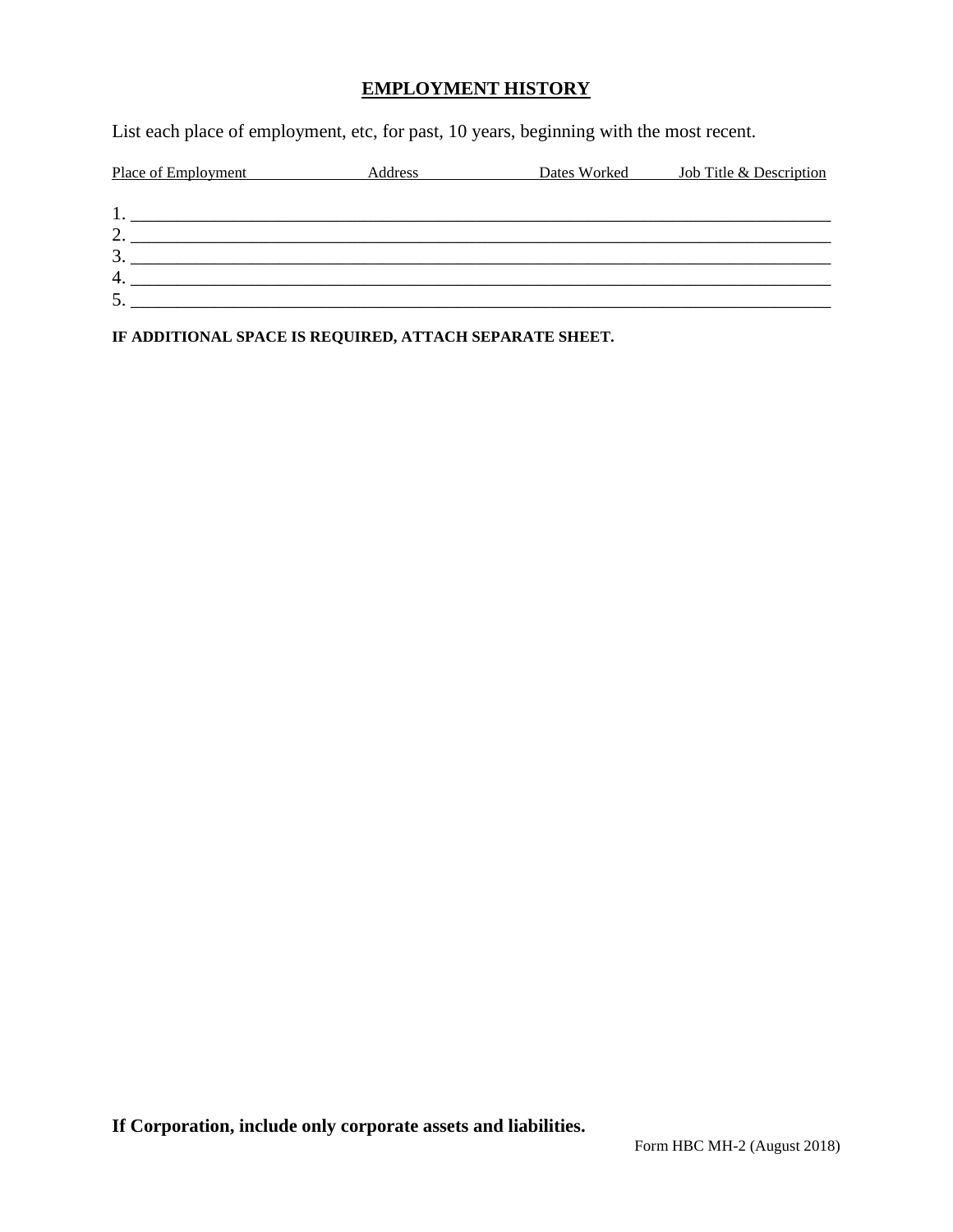## EMPLOYMENT HISTORY

List each place of employment, etc, for past, 10 years, beginning with the most recent.

| Place of Employment | Address | Dates Worked | Job Title & Description |
|---|---|---|---|
| 1. | | | |
| 2. | | | |
| 3. | | | |
| 4. | | | |
| 5. | | | |

**IF ADDITIONAL SPACE IS REQUIRED, ATTACH SEPARATE SHEET.**

**If Corporation, include only corporate assets and liabilities.**

Form HBC MH-2 (August 2018)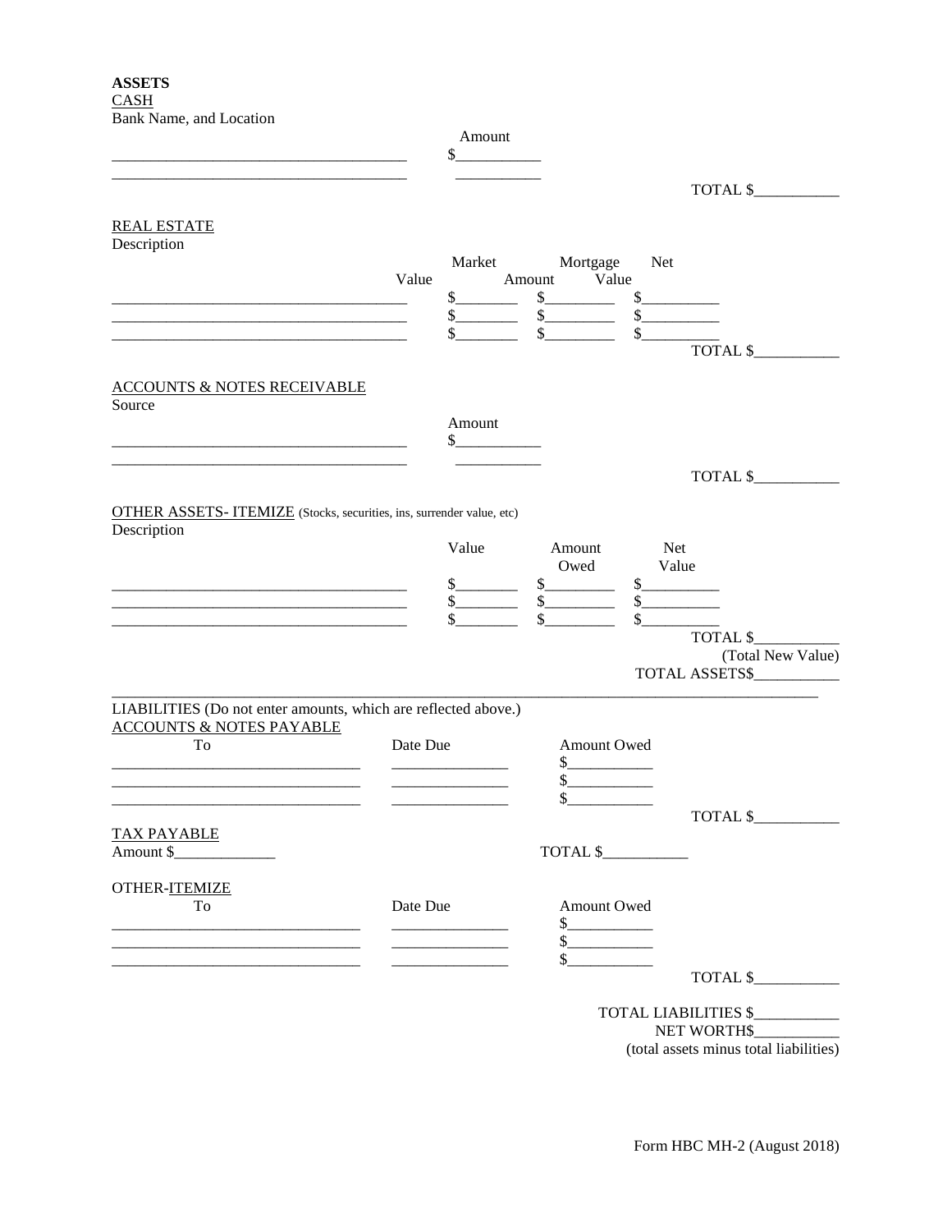**ASSETS**

CASH

Bank Name, and Location

| | Amount |
|---|---|
| ____________________________________ | $__________ |
| ____________________________________ | __________ |

TOTAL $__________

REAL ESTATE

Description

| | Market Value | Mortgage Amount | Net Value |
|---|---|---|---|
| ____________________________________ | $_______ | $________ | $_________ |
| ____________________________________ | $_______ | $________ | $_________ |
| ____________________________________ | $_______ | $________ | $_________ |

TOTAL $__________

ACCOUNTS & NOTES RECEIVABLE

Source

| | Amount |
|---|---|
| ____________________________________ | $__________ |
| ____________________________________ | __________ |

TOTAL $__________

OTHER ASSETS- ITEMIZE (Stocks, securities, ins, surrender value, etc)

Description

| | Value | Amount Owed | Net Value |
|---|---|---|---|
| ____________________________________ | $_______ | $________ | $_________ |
| ____________________________________ | $_______ | $________ | $_________ |
| ____________________________________ | $_______ | $________ | $_________ |

TOTAL $__________

(Total New Value)

TOTAL ASSETS$__________

---

LIABILITIES (Do not enter amounts, which are reflected above.)

ACCOUNTS & NOTES PAYABLE

| To | Date Due | Amount Owed |
|---|---|---|
| ______________________________ | ______________ | $__________ |
| ______________________________ | ______________ | $__________ |
| ______________________________ | ______________ | $__________ |

TOTAL $__________

TAX PAYABLE

Amount $____________ TOTAL $__________

OTHER-ITEMIZE

| To | Date Due | Amount Owed |
|---|---|---|
| ______________________________ | ______________ | $__________ |
| ______________________________ | ______________ | $__________ |
| ______________________________ | ______________ | $__________ |

TOTAL $__________

TOTAL LIABILITIES $__________

NET WORTH$__________

(total assets minus total liabilities)

Form HBC MH-2 (August 2018)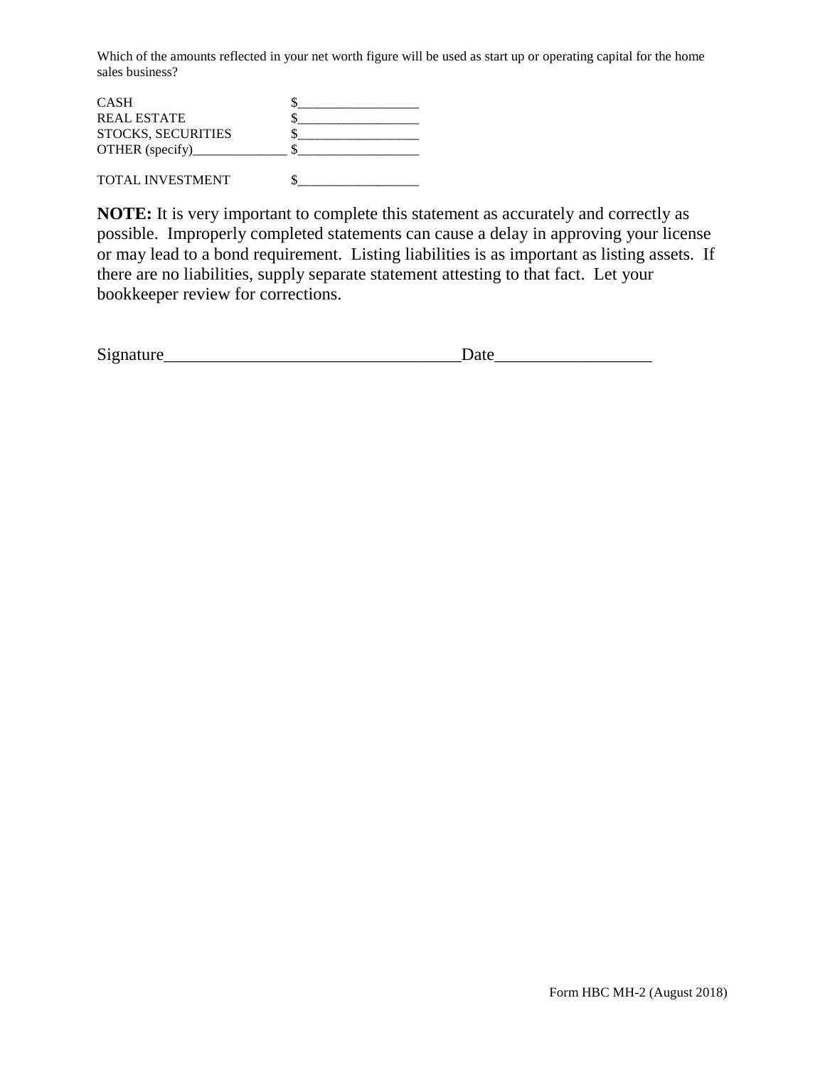Which of the amounts reflected in your net worth figure will be used as start up or operating capital for the home sales business?

CASH $__________________
REAL ESTATE $__________________
STOCKS, SECURITIES $__________________
OTHER (specify)______________ $__________________

TOTAL INVESTMENT $__________________

**NOTE:** It is very important to complete this statement as accurately and correctly as possible. Improperly completed statements can cause a delay in approving your license or may lead to a bond requirement. Listing liabilities is as important as listing assets. If there are no liabilities, supply separate statement attesting to that fact. Let your bookkeeper review for corrections.

Signature__________________________________Date_________________

Form HBC MH-2 (August 2018)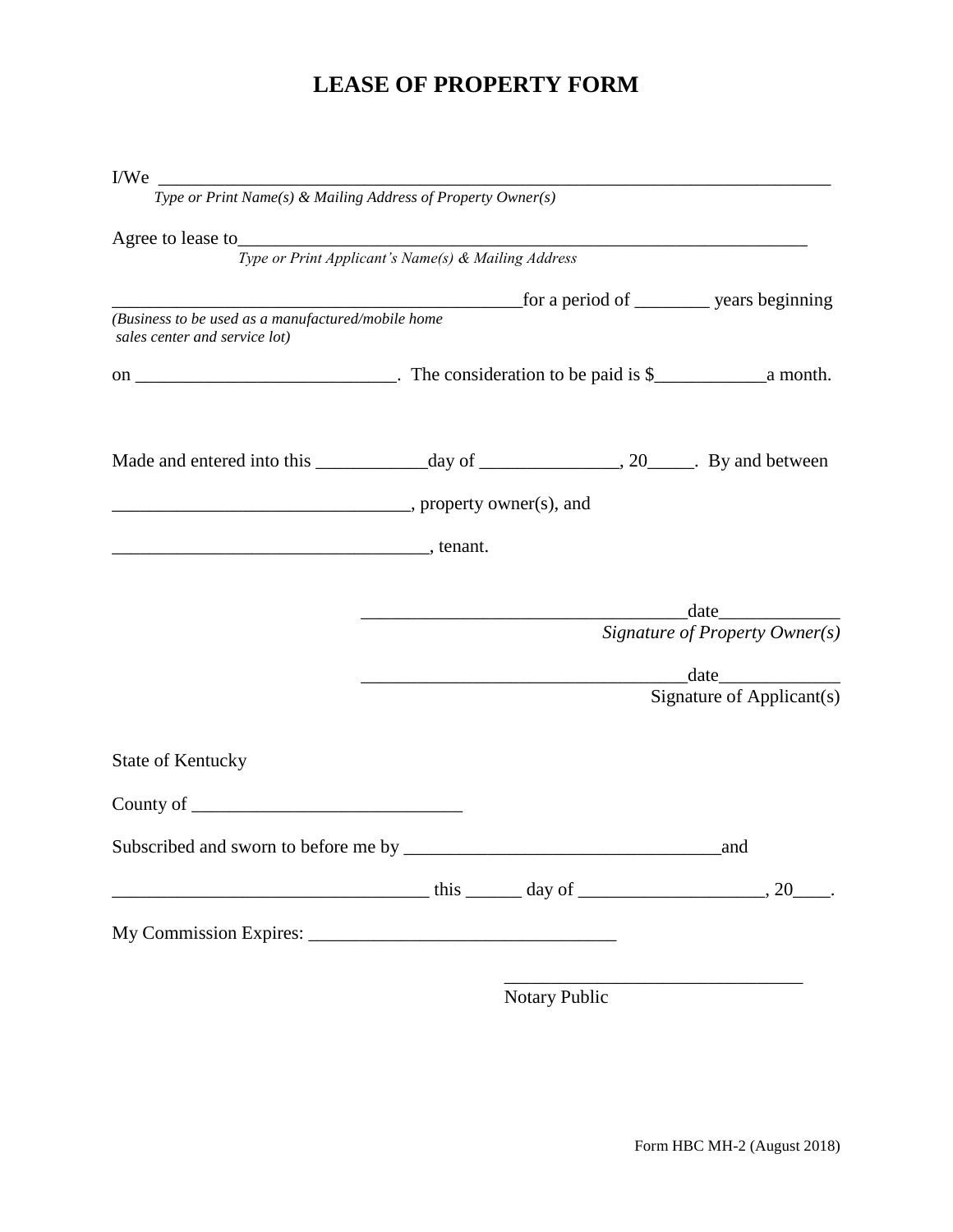# LEASE OF PROPERTY FORM

I/We ___________________________________________________________________________

*Type or Print Name(s) & Mailing Address of Property Owner(s)*

Agree to lease to______________________________________________________________

*Type or Print Applicant's Name(s) & Mailing Address*

_____________________________________________for a period of ________ years beginning

*(Business to be used as a manufactured/mobile home sales center and service lot)*

on ____________________________. The consideration to be paid is $____________a month.

Made and entered into this ____________day of _______________, 20_____. By and between

________________________________, property owner(s), and

__________________________________, tenant.

___________________________________date_____________

*Signature of Property Owner(s)*

___________________________________date_____________

Signature of Applicant(s)

State of Kentucky

County of _____________________________

Subscribed and sworn to before me by __________________________________and

__________________________________ this ______ day of ____________________, 20____.

My Commission Expires: _________________________________

________________________________

Notary Public

Form HBC MH-2 (August 2018)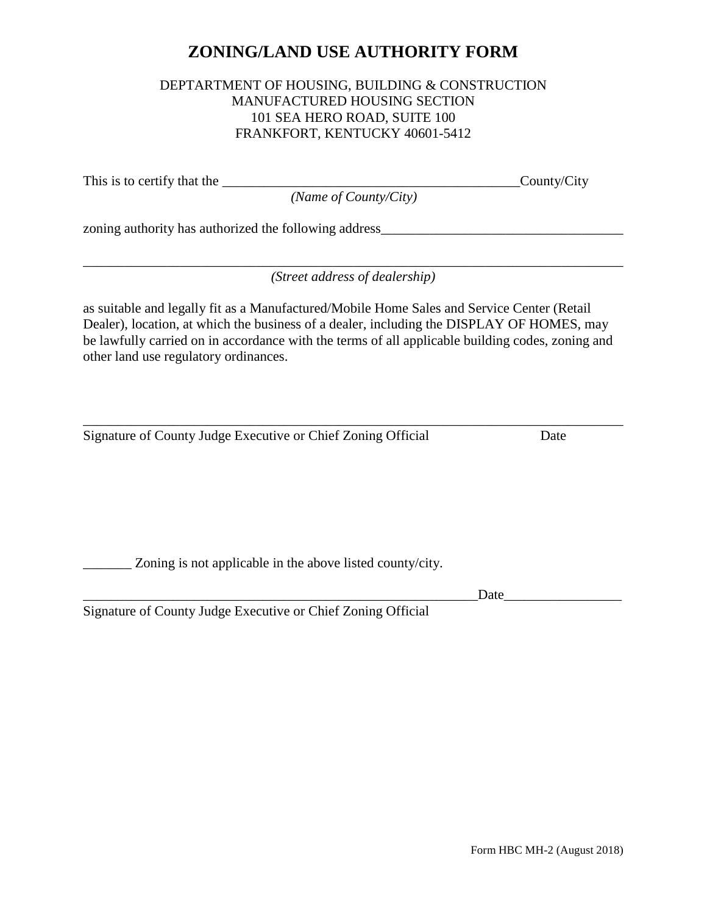# ZONING/LAND USE AUTHORITY FORM

DEPTARTMENT OF HOUSING, BUILDING & CONSTRUCTION
MANUFACTURED HOUSING SECTION
101 SEA HERO ROAD, SUITE 100
FRANKFORT, KENTUCKY 40601-5412

This is to certify that the ___________________________________________County/City
*(Name of County/City)*

zoning authority has authorized the following address__________________________________

_____________________________________________________________________________
*(Street address of dealership)*

as suitable and legally fit as a Manufactured/Mobile Home Sales and Service Center (Retail Dealer), location, at which the business of a dealer, including the DISPLAY OF HOMES, may be lawfully carried on in accordance with the terms of all applicable building codes, zoning and other land use regulatory ordinances.

_____________________________________________________________________________
Signature of County Judge Executive or Chief Zoning Official Date

_______ Zoning is not applicable in the above listed county/city.

_________________________________________________________Date________________
Signature of County Judge Executive or Chief Zoning Official

Form HBC MH-2 (August 2018)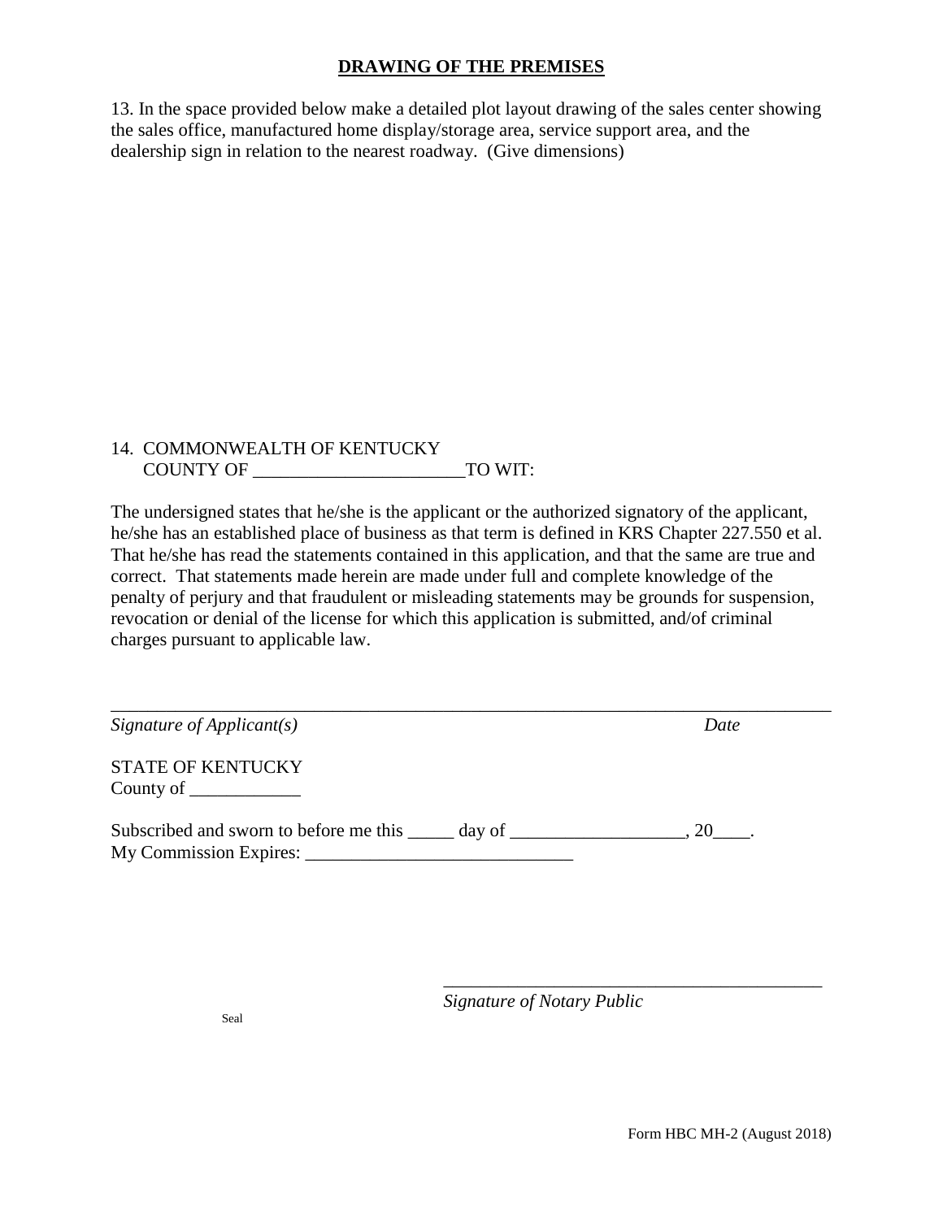## DRAWING OF THE PREMISES

13. In the space provided below make a detailed plot layout drawing of the sales center showing the sales office, manufactured home display/storage area, service support area, and the dealership sign in relation to the nearest roadway. (Give dimensions)

14. COMMONWEALTH OF KENTUCKY
    COUNTY OF ______________________TO WIT:

The undersigned states that he/she is the applicant or the authorized signatory of the applicant, he/she has an established place of business as that term is defined in KRS Chapter 227.550 et al. That he/she has read the statements contained in this application, and that the same are true and correct. That statements made herein are made under full and complete knowledge of the penalty of perjury and that fraudulent or misleading statements may be grounds for suspension, revocation or denial of the license for which this application is submitted, and/of criminal charges pursuant to applicable law.

_____________________________________________________________________________

*Signature of Applicant(s)* *Date*

STATE OF KENTUCKY
County of ____________

Subscribed and sworn to before me this _____ day of ___________________, 20____.
My Commission Expires: _____________________________

_________________________________________
*Signature of Notary Public*

Seal

Form HBC MH-2 (August 2018)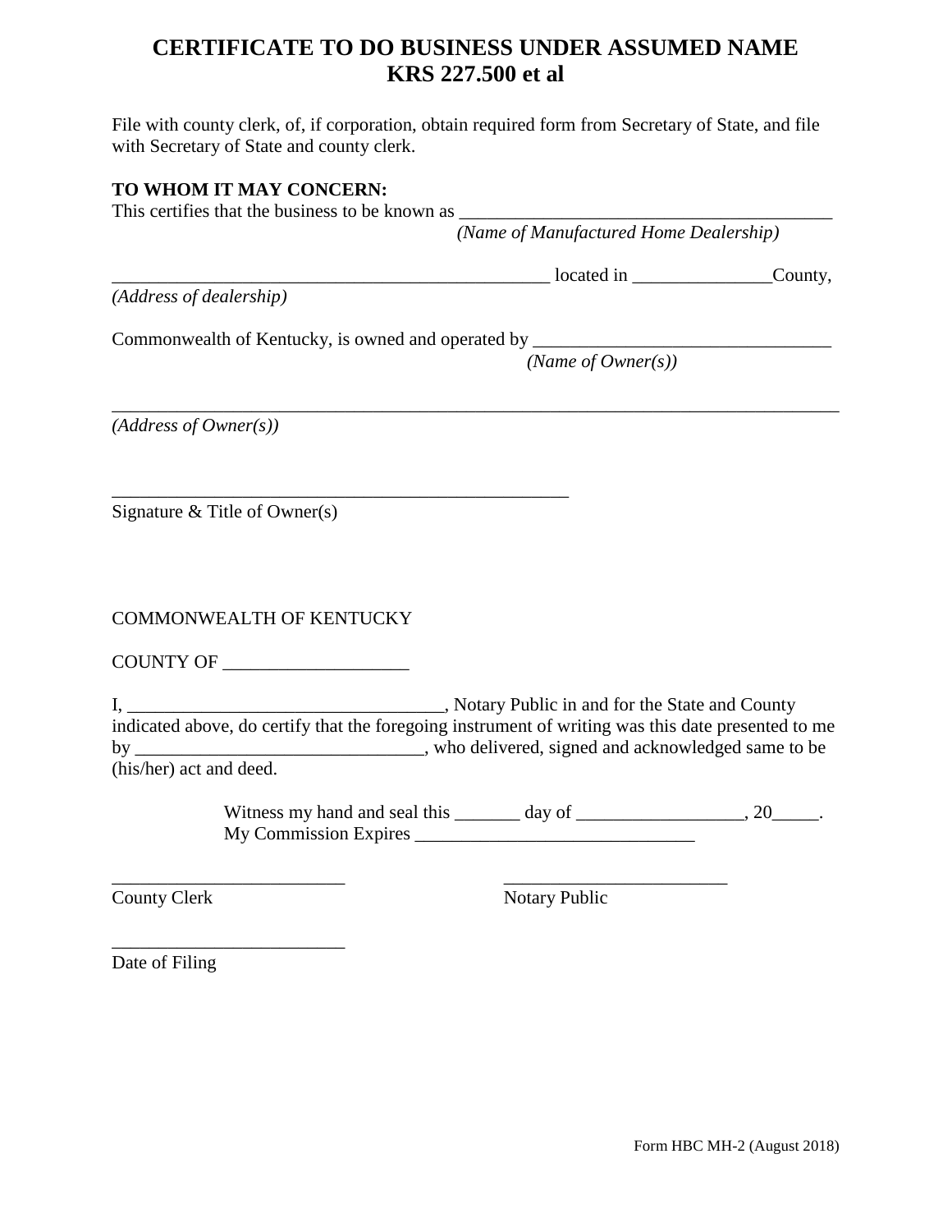# CERTIFICATE TO DO BUSINESS UNDER ASSUMED NAME
# KRS 227.500 et al

File with county clerk, of, if corporation, obtain required form from Secretary of State, and file with Secretary of State and county clerk.

**TO WHOM IT MAY CONCERN:**

This certifies that the business to be known as ________________________________________
*(Name of Manufactured Home Dealership)*

________________________________________________ located in _______________County,
*(Address of dealership)*

Commonwealth of Kentucky, is owned and operated by ________________________________
*(Name of Owner(s))*

________________________________________________________________________________
*(Address of Owner(s))*

__________________________________________________
Signature & Title of Owner(s)

COMMONWEALTH OF KENTUCKY

COUNTY OF ____________________

I, __________________________________, Notary Public in and for the State and County indicated above, do certify that the foregoing instrument of writing was this date presented to me by _______________________________, who delivered, signed and acknowledged same to be (his/her) act and deed.

Witness my hand and seal this _______ day of __________________, 20_____.
My Commission Expires ______________________________

_________________________ County Clerk

_________________________ Notary Public

_________________________ Date of Filing

Form HBC MH-2 (August 2018)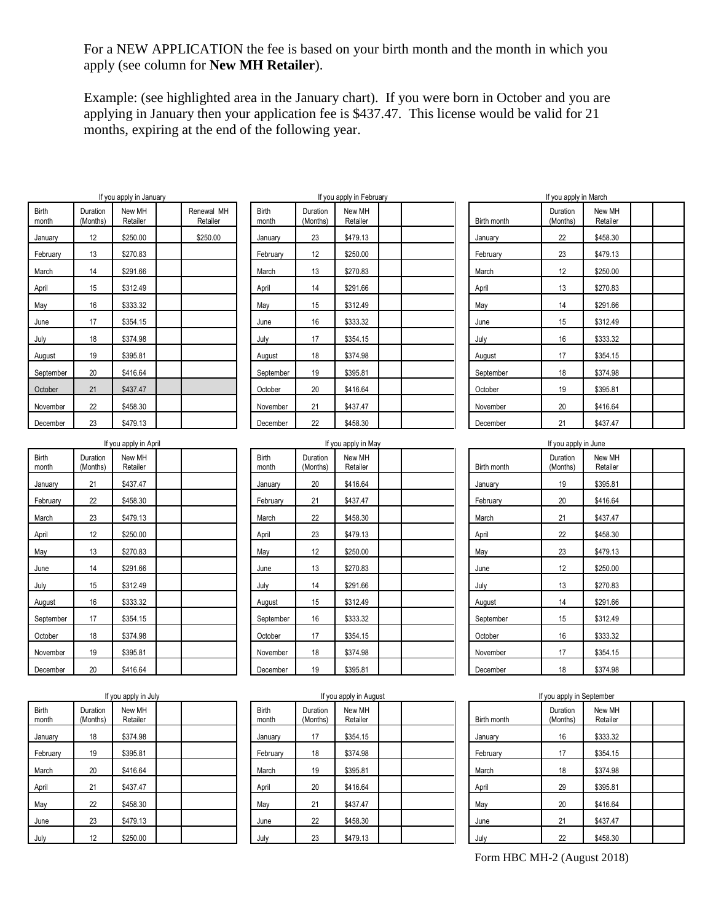For a NEW APPLICATION the fee is based on your birth month and the month in which you apply (see column for **New MH Retailer**).

Example: (see highlighted area in the January chart). If you were born in October and you are applying in January then your application fee is $437.47. This license would be valid for 21 months, expiring at the end of the following year.

If you apply in January

| Birth month | Duration (Months) | New MH Retailer | | Renewal MH Retailer |
|---|---|---|---|---|
| January | 12 | $250.00 | | $250.00 |
| February | 13 | $270.83 | | |
| March | 14 | $291.66 | | |
| April | 15 | $312.49 | | |
| May | 16 | $333.32 | | |
| June | 17 | $354.15 | | |
| July | 18 | $374.98 | | |
| August | 19 | $395.81 | | |
| September | 20 | $416.64 | | |
| October | 21 | $437.47 | | |
| November | 22 | $458.30 | | |
| December | 23 | $479.13 | | |

If you apply in February

| Birth month | Duration (Months) | New MH Retailer | | |
|---|---|---|---|---|
| January | 23 | $479.13 | | |
| February | 12 | $250.00 | | |
| March | 13 | $270.83 | | |
| April | 14 | $291.66 | | |
| May | 15 | $312.49 | | |
| June | 16 | $333.32 | | |
| July | 17 | $354.15 | | |
| August | 18 | $374.98 | | |
| September | 19 | $395.81 | | |
| October | 20 | $416.64 | | |
| November | 21 | $437.47 | | |
| December | 22 | $458.30 | | |

If you apply in March

| Birth month | Duration (Months) | New MH Retailer | | |
|---|---|---|---|---|
| January | 22 | $458.30 | | |
| February | 23 | $479.13 | | |
| March | 12 | $250.00 | | |
| April | 13 | $270.83 | | |
| May | 14 | $291.66 | | |
| June | 15 | $312.49 | | |
| July | 16 | $333.32 | | |
| August | 17 | $354.15 | | |
| September | 18 | $374.98 | | |
| October | 19 | $395.81 | | |
| November | 20 | $416.64 | | |
| December | 21 | $437.47 | | |

If you apply in April

| Birth month | Duration (Months) | New MH Retailer | | |
|---|---|---|---|---|
| January | 21 | $437.47 | | |
| February | 22 | $458.30 | | |
| March | 23 | $479.13 | | |
| April | 12 | $250.00 | | |
| May | 13 | $270.83 | | |
| June | 14 | $291.66 | | |
| July | 15 | $312.49 | | |
| August | 16 | $333.32 | | |
| September | 17 | $354.15 | | |
| October | 18 | $374.98 | | |
| November | 19 | $395.81 | | |
| December | 20 | $416.64 | | |

If you apply in May

| Birth month | Duration (Months) | New MH Retailer | | |
|---|---|---|---|---|
| January | 20 | $416.64 | | |
| February | 21 | $437.47 | | |
| March | 22 | $458.30 | | |
| April | 23 | $479.13 | | |
| May | 12 | $250.00 | | |
| June | 13 | $270.83 | | |
| July | 14 | $291.66 | | |
| August | 15 | $312.49 | | |
| September | 16 | $333.32 | | |
| October | 17 | $354.15 | | |
| November | 18 | $374.98 | | |
| December | 19 | $395.81 | | |

If you apply in June

| Birth month | Duration (Months) | New MH Retailer | | |
|---|---|---|---|---|
| January | 19 | $395.81 | | |
| February | 20 | $416.64 | | |
| March | 21 | $437.47 | | |
| April | 22 | $458.30 | | |
| May | 23 | $479.13 | | |
| June | 12 | $250.00 | | |
| July | 13 | $270.83 | | |
| August | 14 | $291.66 | | |
| September | 15 | $312.49 | | |
| October | 16 | $333.32 | | |
| November | 17 | $354.15 | | |
| December | 18 | $374.98 | | |

If you apply in July

| Birth month | Duration (Months) | New MH Retailer | | |
|---|---|---|---|---|
| January | 18 | $374.98 | | |
| February | 19 | $395.81 | | |
| March | 20 | $416.64 | | |
| April | 21 | $437.47 | | |
| May | 22 | $458.30 | | |
| June | 23 | $479.13 | | |
| July | 12 | $250.00 | | |

If you apply in August

| Birth month | Duration (Months) | New MH Retailer | | |
|---|---|---|---|---|
| January | 17 | $354.15 | | |
| February | 18 | $374.98 | | |
| March | 19 | $395.81 | | |
| April | 20 | $416.64 | | |
| May | 21 | $437.47 | | |
| June | 22 | $458.30 | | |
| July | 23 | $479.13 | | |

If you apply in September

| Birth month | Duration (Months) | New MH Retailer | | |
|---|---|---|---|---|
| January | 16 | $333.32 | | |
| February | 17 | $354.15 | | |
| March | 18 | $374.98 | | |
| April | 29 | $395.81 | | |
| May | 20 | $416.64 | | |
| June | 21 | $437.47 | | |
| July | 22 | $458.30 | | |

Form HBC MH-2 (August 2018)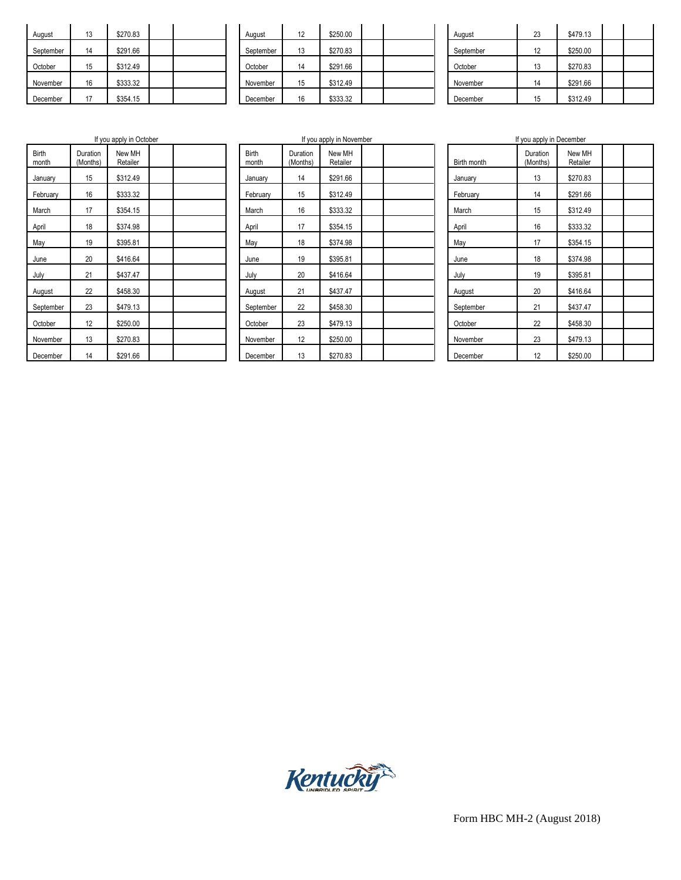| | | | | |
|---|---|---|---|---|
| August | 13 | $270.83 | | |
| September | 14 | $291.66 | | |
| October | 15 | $312.49 | | |
| November | 16 | $333.32 | | |
| December | 17 | $354.15 | | |

| | | | | |
|---|---|---|---|---|
| August | 12 | $250.00 | | |
| September | 13 | $270.83 | | |
| October | 14 | $291.66 | | |
| November | 15 | $312.49 | | |
| December | 16 | $333.32 | | |

| | | | | |
|---|---|---|---|---|
| August | 23 | $479.13 | | |
| September | 12 | $250.00 | | |
| October | 13 | $270.83 | | |
| November | 14 | $291.66 | | |
| December | 15 | $312.49 | | |

If you apply in October

| Birth month | Duration (Months) | New MH Retailer | | |
|---|---|---|---|---|
| January | 15 | $312.49 | | |
| February | 16 | $333.32 | | |
| March | 17 | $354.15 | | |
| April | 18 | $374.98 | | |
| May | 19 | $395.81 | | |
| June | 20 | $416.64 | | |
| July | 21 | $437.47 | | |
| August | 22 | $458.30 | | |
| September | 23 | $479.13 | | |
| October | 12 | $250.00 | | |
| November | 13 | $270.83 | | |
| December | 14 | $291.66 | | |

If you apply in November

| Birth month | Duration (Months) | New MH Retailer | | |
|---|---|---|---|---|
| January | 14 | $291.66 | | |
| February | 15 | $312.49 | | |
| March | 16 | $333.32 | | |
| April | 17 | $354.15 | | |
| May | 18 | $374.98 | | |
| June | 19 | $395.81 | | |
| July | 20 | $416.64 | | |
| August | 21 | $437.47 | | |
| September | 22 | $458.30 | | |
| October | 23 | $479.13 | | |
| November | 12 | $250.00 | | |
| December | 13 | $270.83 | | |

If you apply in December

| Birth month | Duration (Months) | New MH Retailer | | |
|---|---|---|---|---|
| January | 13 | $270.83 | | |
| February | 14 | $291.66 | | |
| March | 15 | $312.49 | | |
| April | 16 | $333.32 | | |
| May | 17 | $354.15 | | |
| June | 18 | $374.98 | | |
| July | 19 | $395.81 | | |
| August | 20 | $416.64 | | |
| September | 21 | $437.47 | | |
| October | 22 | $458.30 | | |
| November | 23 | $479.13 | | |
| December | 12 | $250.00 | | |

Kentucky UNBRIDLED SPIRIT

Form HBC MH-2 (August 2018)